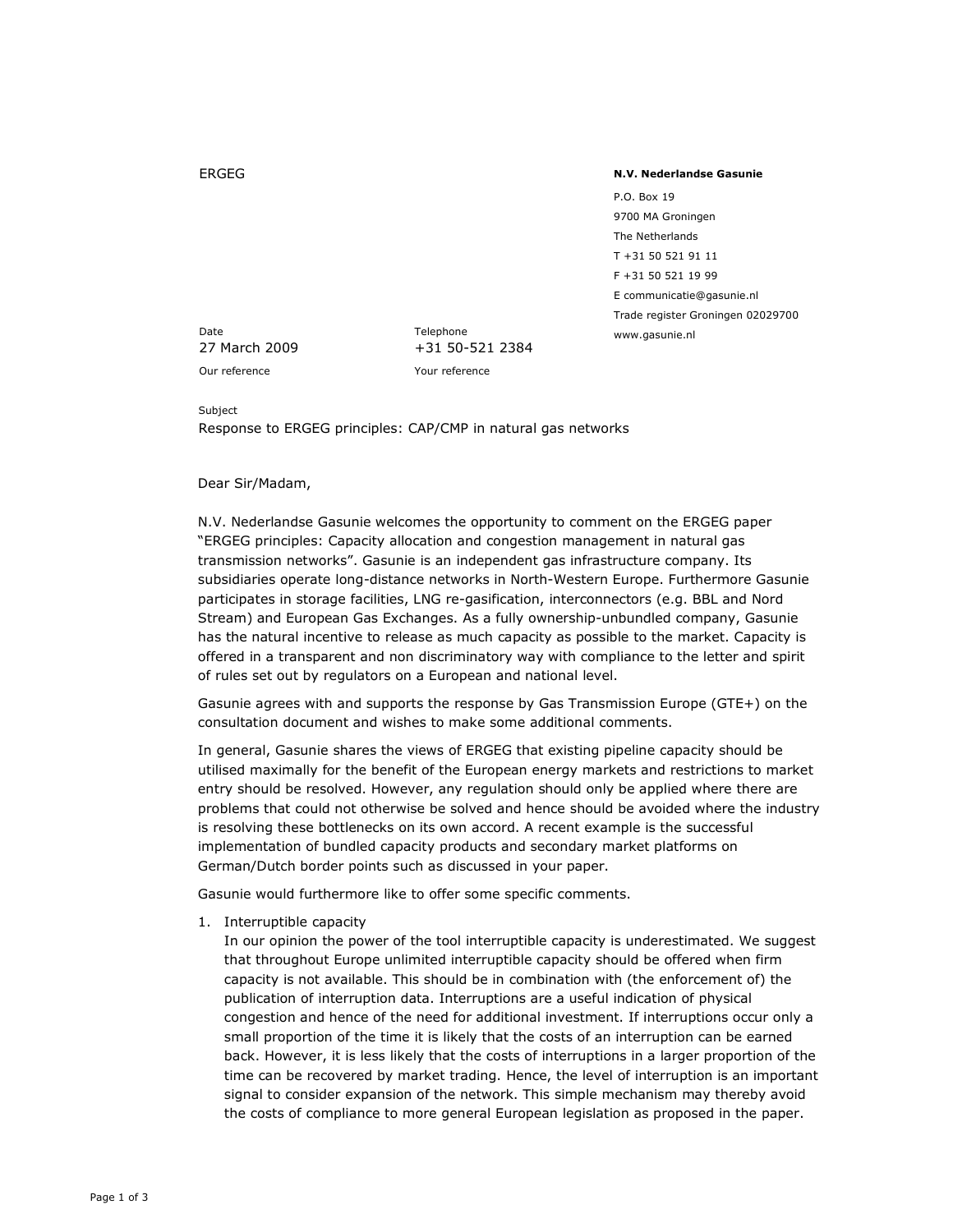ERGEG

**N.V. Nederlandse Gasunie**

P.O. Box 19
9700 MA Groningen
The Netherlands
T +31 50 521 91 11
F +31 50 521 19 99
E communicatie@gasunie.nl
Trade register Groningen 02029700
www.gasunie.nl

| Date | Telephone |
| --- | --- |
| 27 March 2009 | +31 50-521 2384 |
| Our reference | Your reference |

Subject

Response to ERGEG principles: CAP/CMP in natural gas networks

Dear Sir/Madam,

N.V. Nederlandse Gasunie welcomes the opportunity to comment on the ERGEG paper "ERGEG principles: Capacity allocation and congestion management in natural gas transmission networks". Gasunie is an independent gas infrastructure company. Its subsidiaries operate long-distance networks in North-Western Europe. Furthermore Gasunie participates in storage facilities, LNG re-gasification, interconnectors (e.g. BBL and Nord Stream) and European Gas Exchanges. As a fully ownership-unbundled company, Gasunie has the natural incentive to release as much capacity as possible to the market. Capacity is offered in a transparent and non discriminatory way with compliance to the letter and spirit of rules set out by regulators on a European and national level.

Gasunie agrees with and supports the response by Gas Transmission Europe (GTE+) on the consultation document and wishes to make some additional comments.

In general, Gasunie shares the views of ERGEG that existing pipeline capacity should be utilised maximally for the benefit of the European energy markets and restrictions to market entry should be resolved. However, any regulation should only be applied where there are problems that could not otherwise be solved and hence should be avoided where the industry is resolving these bottlenecks on its own accord. A recent example is the successful implementation of bundled capacity products and secondary market platforms on German/Dutch border points such as discussed in your paper.

Gasunie would furthermore like to offer some specific comments.

1. Interruptible capacity
   In our opinion the power of the tool interruptible capacity is underestimated. We suggest that throughout Europe unlimited interruptible capacity should be offered when firm capacity is not available. This should be in combination with (the enforcement of) the publication of interruption data. Interruptions are a useful indication of physical congestion and hence of the need for additional investment. If interruptions occur only a small proportion of the time it is likely that the costs of an interruption can be earned back. However, it is less likely that the costs of interruptions in a larger proportion of the time can be recovered by market trading. Hence, the level of interruption is an important signal to consider expansion of the network. This simple mechanism may thereby avoid the costs of compliance to more general European legislation as proposed in the paper.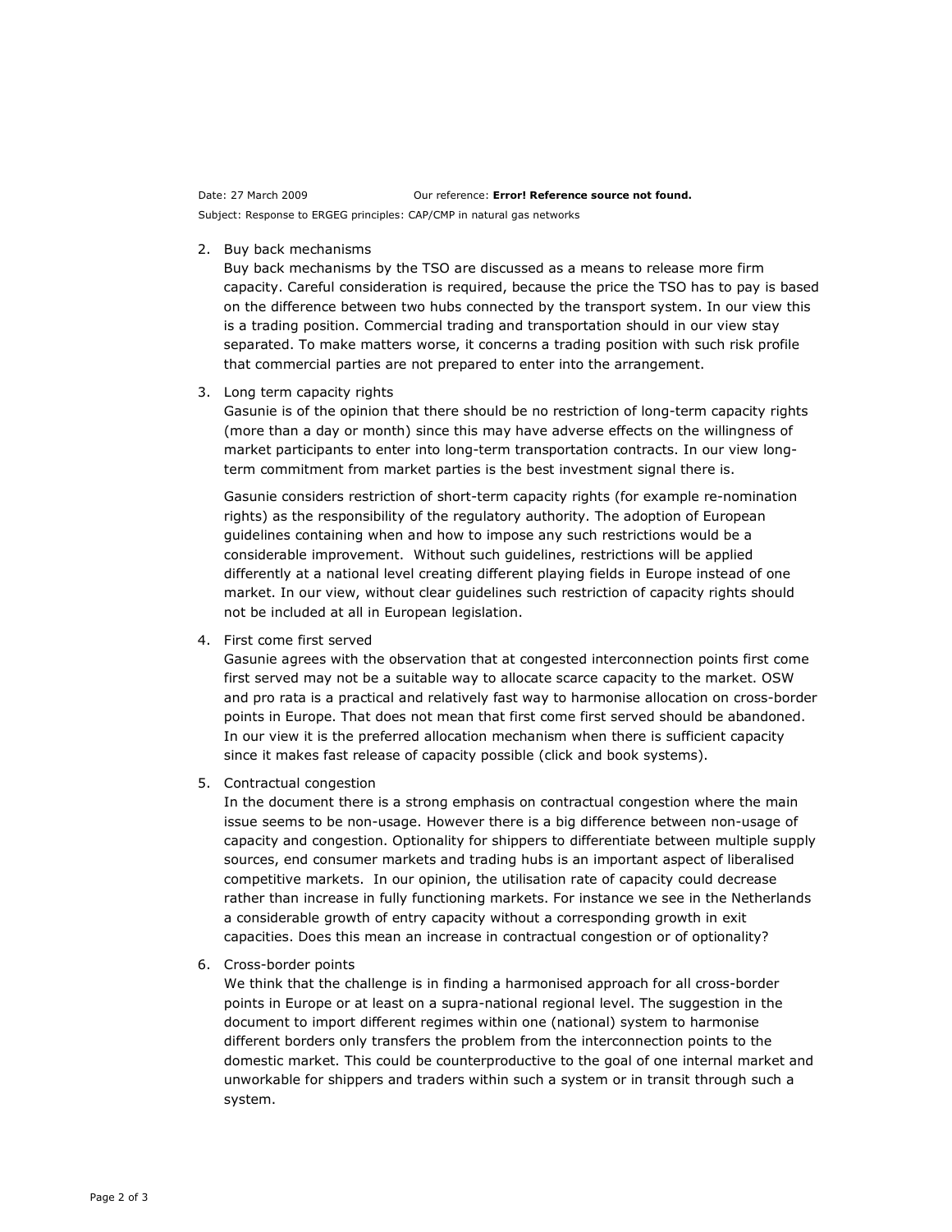Date: 27 March 2009 Our reference: **Error! Reference source not found.**
Subject: Response to ERGEG principles: CAP/CMP in natural gas networks

2. Buy back mechanisms
   Buy back mechanisms by the TSO are discussed as a means to release more firm capacity. Careful consideration is required, because the price the TSO has to pay is based on the difference between two hubs connected by the transport system. In our view this is a trading position. Commercial trading and transportation should in our view stay separated. To make matters worse, it concerns a trading position with such risk profile that commercial parties are not prepared to enter into the arrangement.

3. Long term capacity rights
   Gasunie is of the opinion that there should be no restriction of long-term capacity rights (more than a day or month) since this may have adverse effects on the willingness of market participants to enter into long-term transportation contracts. In our view long-term commitment from market parties is the best investment signal there is.

   Gasunie considers restriction of short-term capacity rights (for example re-nomination rights) as the responsibility of the regulatory authority. The adoption of European guidelines containing when and how to impose any such restrictions would be a considerable improvement. Without such guidelines, restrictions will be applied differently at a national level creating different playing fields in Europe instead of one market. In our view, without clear guidelines such restriction of capacity rights should not be included at all in European legislation.

4. First come first served
   Gasunie agrees with the observation that at congested interconnection points first come first served may not be a suitable way to allocate scarce capacity to the market. OSW and pro rata is a practical and relatively fast way to harmonise allocation on cross-border points in Europe. That does not mean that first come first served should be abandoned. In our view it is the preferred allocation mechanism when there is sufficient capacity since it makes fast release of capacity possible (click and book systems).

5. Contractual congestion
   In the document there is a strong emphasis on contractual congestion where the main issue seems to be non-usage. However there is a big difference between non-usage of capacity and congestion. Optionality for shippers to differentiate between multiple supply sources, end consumer markets and trading hubs is an important aspect of liberalised competitive markets. In our opinion, the utilisation rate of capacity could decrease rather than increase in fully functioning markets. For instance we see in the Netherlands a considerable growth of entry capacity without a corresponding growth in exit capacities. Does this mean an increase in contractual congestion or of optionality?

6. Cross-border points
   We think that the challenge is in finding a harmonised approach for all cross-border points in Europe or at least on a supra-national regional level. The suggestion in the document to import different regimes within one (national) system to harmonise different borders only transfers the problem from the interconnection points to the domestic market. This could be counterproductive to the goal of one internal market and unworkable for shippers and traders within such a system or in transit through such a system.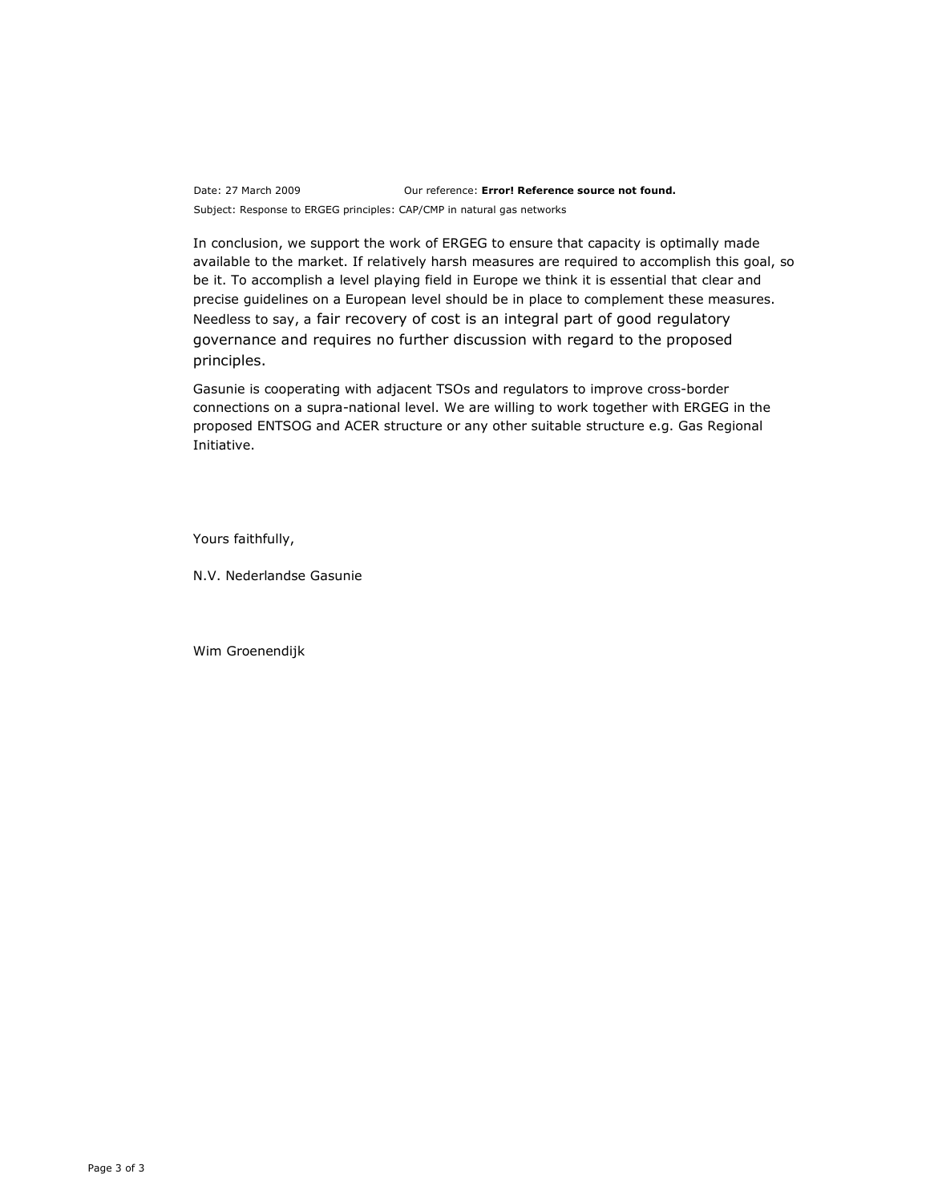In conclusion, we support the work of ERGEG to ensure that capacity is optimally made available to the market. If relatively harsh measures are required to accomplish this goal, so be it. To accomplish a level playing field in Europe we think it is essential that clear and precise guidelines on a European level should be in place to complement these measures. Needless to say, a fair recovery of cost is an integral part of good regulatory governance and requires no further discussion with regard to the proposed principles.

Gasunie is cooperating with adjacent TSOs and regulators to improve cross-border connections on a supra-national level. We are willing to work together with ERGEG in the proposed ENTSOG and ACER structure or any other suitable structure e.g. Gas Regional Initiative.

Yours faithfully,

N.V. Nederlandse Gasunie

Wim Groenendijk